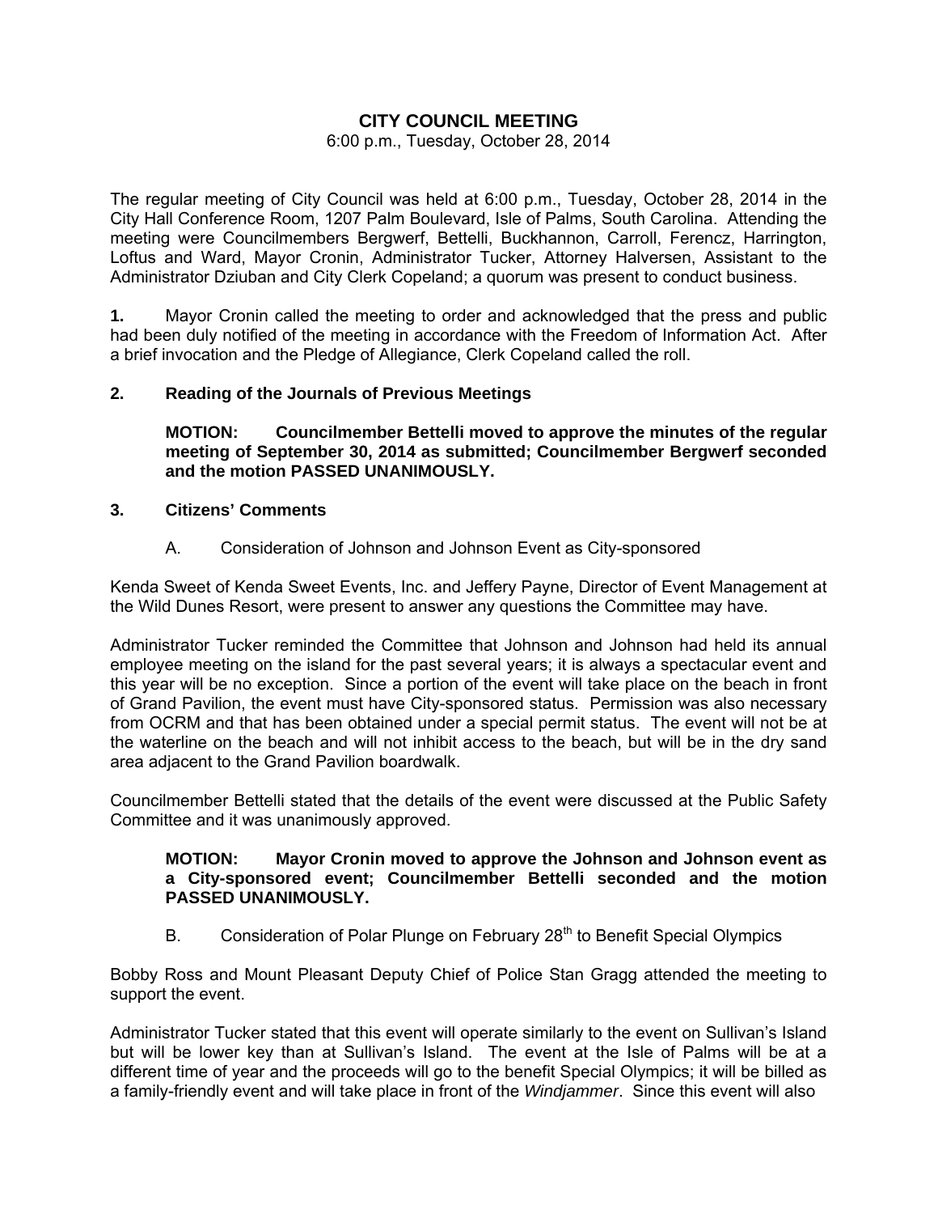# CITY COUNCIL MEETING

6:00 p.m., Tuesday, October 28, 2014

The regular meeting of City Council was held at 6:00 p.m., Tuesday, October 28, 2014 in the City Hall Conference Room, 1207 Palm Boulevard, Isle of Palms, South Carolina. Attending the meeting were Councilmembers Bergwerf, Bettelli, Buckhannon, Carroll, Ferencz, Harrington, Loftus and Ward, Mayor Cronin, Administrator Tucker, Attorney Halversen, Assistant to the Administrator Dziuban and City Clerk Copeland; a quorum was present to conduct business.

**1.** Mayor Cronin called the meeting to order and acknowledged that the press and public had been duly notified of the meeting in accordance with the Freedom of Information Act. After a brief invocation and the Pledge of Allegiance, Clerk Copeland called the roll.

**2. Reading of the Journals of Previous Meetings**

**MOTION: Councilmember Bettelli moved to approve the minutes of the regular meeting of September 30, 2014 as submitted; Councilmember Bergwerf seconded and the motion PASSED UNANIMOUSLY.**

**3. Citizens' Comments**

A. Consideration of Johnson and Johnson Event as City-sponsored

Kenda Sweet of Kenda Sweet Events, Inc. and Jeffery Payne, Director of Event Management at the Wild Dunes Resort, were present to answer any questions the Committee may have.

Administrator Tucker reminded the Committee that Johnson and Johnson had held its annual employee meeting on the island for the past several years; it is always a spectacular event and this year will be no exception. Since a portion of the event will take place on the beach in front of Grand Pavilion, the event must have City-sponsored status. Permission was also necessary from OCRM and that has been obtained under a special permit status. The event will not be at the waterline on the beach and will not inhibit access to the beach, but will be in the dry sand area adjacent to the Grand Pavilion boardwalk.

Councilmember Bettelli stated that the details of the event were discussed at the Public Safety Committee and it was unanimously approved.

**MOTION: Mayor Cronin moved to approve the Johnson and Johnson event as a City-sponsored event; Councilmember Bettelli seconded and the motion PASSED UNANIMOUSLY.**

B. Consideration of Polar Plunge on February 28th to Benefit Special Olympics

Bobby Ross and Mount Pleasant Deputy Chief of Police Stan Gragg attended the meeting to support the event.

Administrator Tucker stated that this event will operate similarly to the event on Sullivan's Island but will be lower key than at Sullivan's Island. The event at the Isle of Palms will be at a different time of year and the proceeds will go to the benefit Special Olympics; it will be billed as a family-friendly event and will take place in front of the *Windjammer*. Since this event will also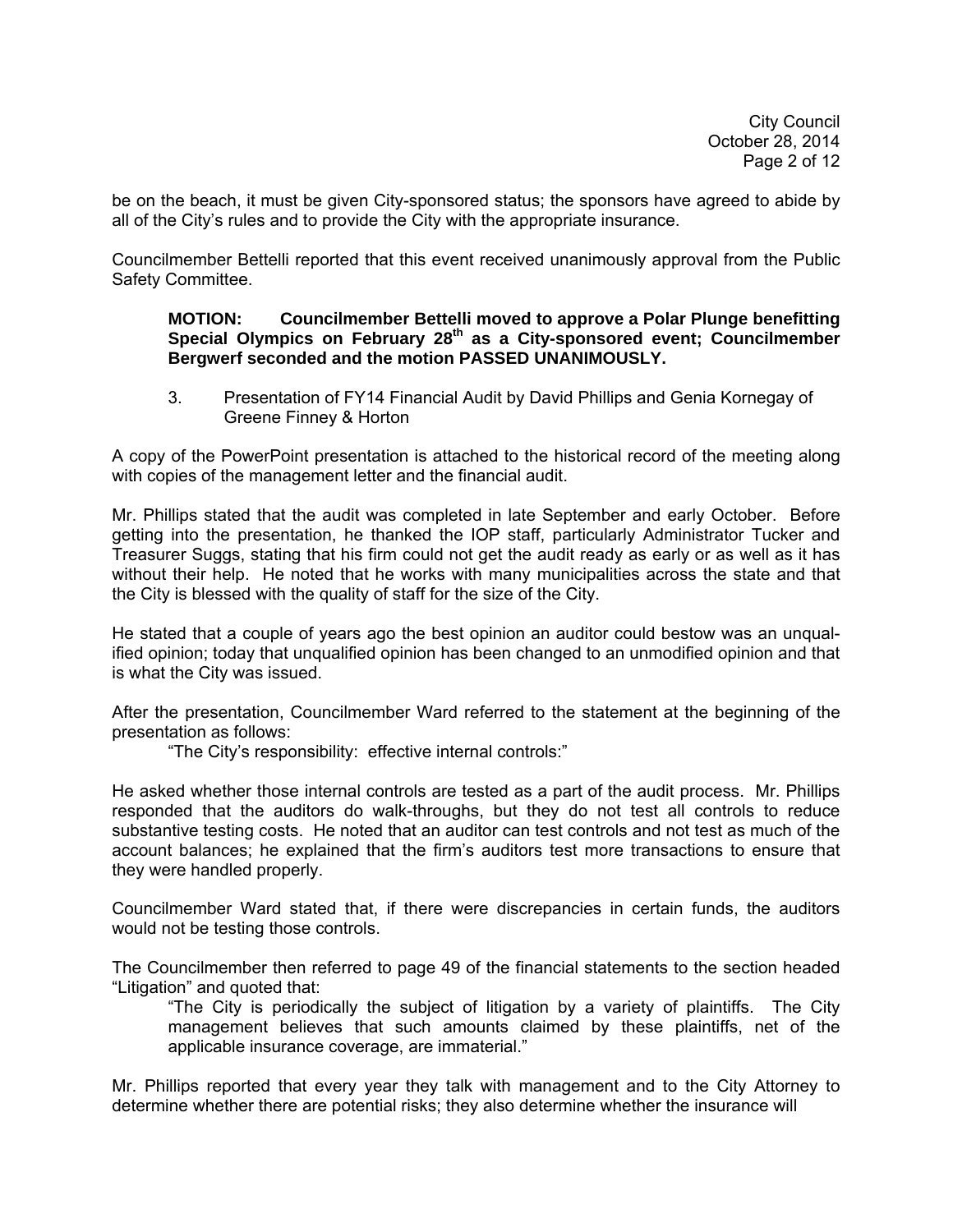be on the beach, it must be given City-sponsored status; the sponsors have agreed to abide by all of the City's rules and to provide the City with the appropriate insurance.

Councilmember Bettelli reported that this event received unanimously approval from the Public Safety Committee.

> **MOTION: Councilmember Bettelli moved to approve a Polar Plunge benefitting Special Olympics on February 28th as a City-sponsored event; Councilmember Bergwerf seconded and the motion PASSED UNANIMOUSLY.**

3. Presentation of FY14 Financial Audit by David Phillips and Genia Kornegay of Greene Finney & Horton

A copy of the PowerPoint presentation is attached to the historical record of the meeting along with copies of the management letter and the financial audit.

Mr. Phillips stated that the audit was completed in late September and early October. Before getting into the presentation, he thanked the IOP staff, particularly Administrator Tucker and Treasurer Suggs, stating that his firm could not get the audit ready as early or as well as it has without their help. He noted that he works with many municipalities across the state and that the City is blessed with the quality of staff for the size of the City.

He stated that a couple of years ago the best opinion an auditor could bestow was an unqualified opinion; today that unqualified opinion has been changed to an unmodified opinion and that is what the City was issued.

After the presentation, Councilmember Ward referred to the statement at the beginning of the presentation as follows:

> "The City's responsibility: effective internal controls:"

He asked whether those internal controls are tested as a part of the audit process. Mr. Phillips responded that the auditors do walk-throughs, but they do not test all controls to reduce substantive testing costs. He noted that an auditor can test controls and not test as much of the account balances; he explained that the firm's auditors test more transactions to ensure that they were handled properly.

Councilmember Ward stated that, if there were discrepancies in certain funds, the auditors would not be testing those controls.

The Councilmember then referred to page 49 of the financial statements to the section headed "Litigation" and quoted that:

> "The City is periodically the subject of litigation by a variety of plaintiffs. The City management believes that such amounts claimed by these plaintiffs, net of the applicable insurance coverage, are immaterial."

Mr. Phillips reported that every year they talk with management and to the City Attorney to determine whether there are potential risks; they also determine whether the insurance will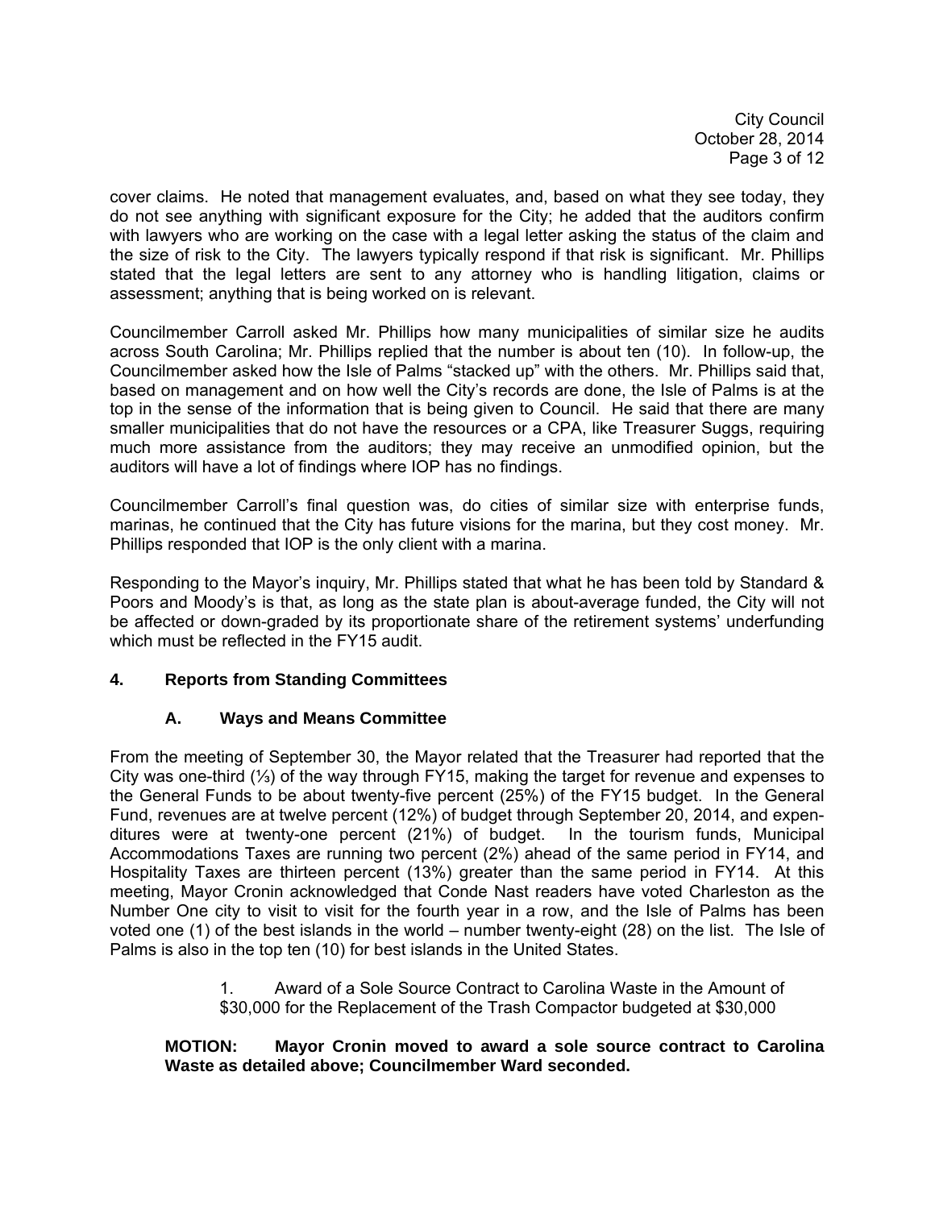cover claims. He noted that management evaluates, and, based on what they see today, they do not see anything with significant exposure for the City; he added that the auditors confirm with lawyers who are working on the case with a legal letter asking the status of the claim and the size of risk to the City. The lawyers typically respond if that risk is significant. Mr. Phillips stated that the legal letters are sent to any attorney who is handling litigation, claims or assessment; anything that is being worked on is relevant.

Councilmember Carroll asked Mr. Phillips how many municipalities of similar size he audits across South Carolina; Mr. Phillips replied that the number is about ten (10). In follow-up, the Councilmember asked how the Isle of Palms "stacked up" with the others. Mr. Phillips said that, based on management and on how well the City's records are done, the Isle of Palms is at the top in the sense of the information that is being given to Council. He said that there are many smaller municipalities that do not have the resources or a CPA, like Treasurer Suggs, requiring much more assistance from the auditors; they may receive an unmodified opinion, but the auditors will have a lot of findings where IOP has no findings.

Councilmember Carroll's final question was, do cities of similar size with enterprise funds, marinas, he continued that the City has future visions for the marina, but they cost money. Mr. Phillips responded that IOP is the only client with a marina.

Responding to the Mayor's inquiry, Mr. Phillips stated that what he has been told by Standard & Poors and Moody's is that, as long as the state plan is about-average funded, the City will not be affected or down-graded by its proportionate share of the retirement systems' underfunding which must be reflected in the FY15 audit.

## 4. Reports from Standing Committees

### A. Ways and Means Committee

From the meeting of September 30, the Mayor related that the Treasurer had reported that the City was one-third (⅓) of the way through FY15, making the target for revenue and expenses to the General Funds to be about twenty-five percent (25%) of the FY15 budget. In the General Fund, revenues are at twelve percent (12%) of budget through September 20, 2014, and expenditures were at twenty-one percent (21%) of budget. In the tourism funds, Municipal Accommodations Taxes are running two percent (2%) ahead of the same period in FY14, and Hospitality Taxes are thirteen percent (13%) greater than the same period in FY14. At this meeting, Mayor Cronin acknowledged that Conde Nast readers have voted Charleston as the Number One city to visit to visit for the fourth year in a row, and the Isle of Palms has been voted one (1) of the best islands in the world – number twenty-eight (28) on the list. The Isle of Palms is also in the top ten (10) for best islands in the United States.

1. Award of a Sole Source Contract to Carolina Waste in the Amount of $30,000 for the Replacement of the Trash Compactor budgeted at $30,000

**MOTION: Mayor Cronin moved to award a sole source contract to Carolina Waste as detailed above; Councilmember Ward seconded.**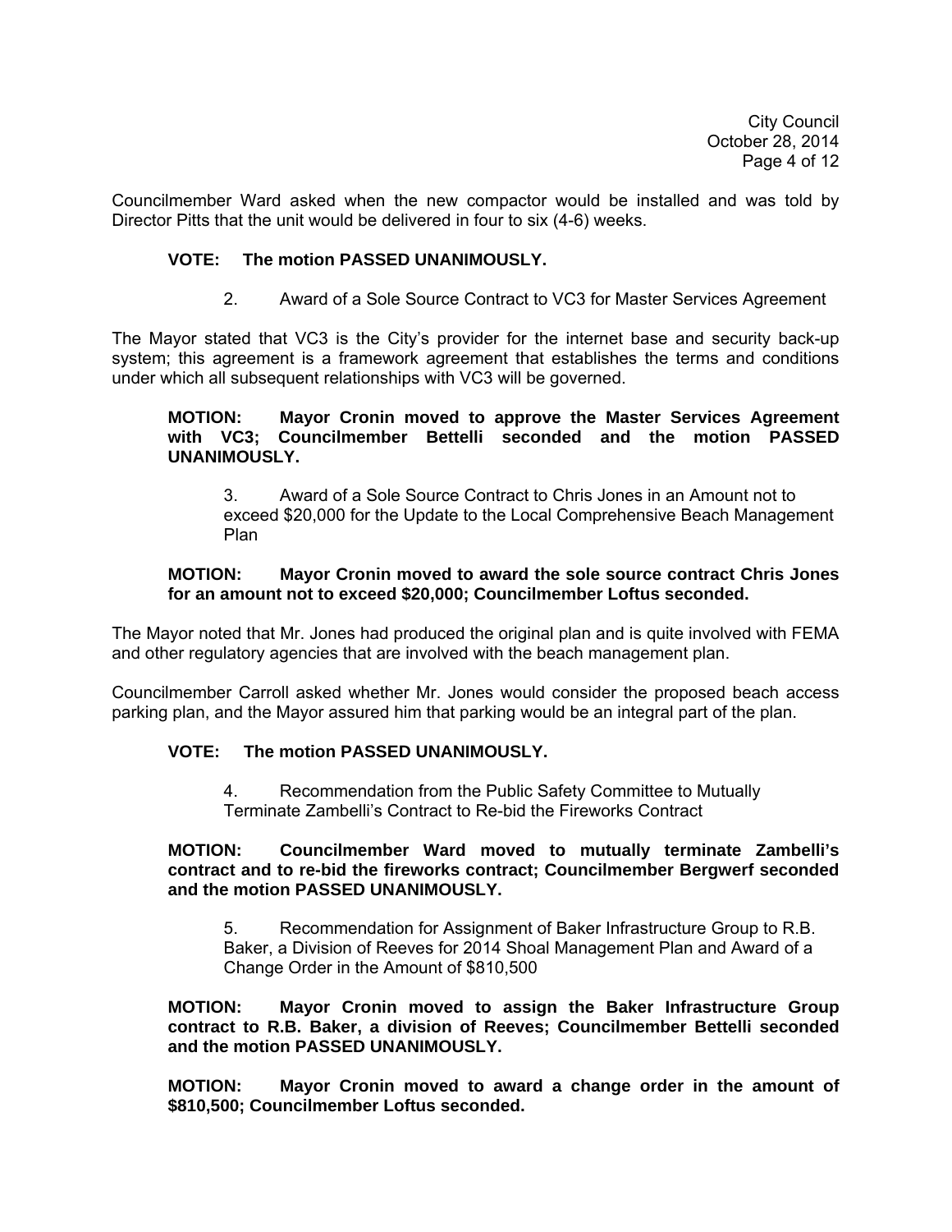Councilmember Ward asked when the new compactor would be installed and was told by Director Pitts that the unit would be delivered in four to six (4-6) weeks.

**VOTE: The motion PASSED UNANIMOUSLY.**

2. Award of a Sole Source Contract to VC3 for Master Services Agreement

The Mayor stated that VC3 is the City's provider for the internet base and security back-up system; this agreement is a framework agreement that establishes the terms and conditions under which all subsequent relationships with VC3 will be governed.

**MOTION: Mayor Cronin moved to approve the Master Services Agreement with VC3; Councilmember Bettelli seconded and the motion PASSED UNANIMOUSLY.**

3. Award of a Sole Source Contract to Chris Jones in an Amount not to exceed $20,000 for the Update to the Local Comprehensive Beach Management Plan

**MOTION: Mayor Cronin moved to award the sole source contract Chris Jones for an amount not to exceed $20,000; Councilmember Loftus seconded.**

The Mayor noted that Mr. Jones had produced the original plan and is quite involved with FEMA and other regulatory agencies that are involved with the beach management plan.

Councilmember Carroll asked whether Mr. Jones would consider the proposed beach access parking plan, and the Mayor assured him that parking would be an integral part of the plan.

**VOTE: The motion PASSED UNANIMOUSLY.**

4. Recommendation from the Public Safety Committee to Mutually Terminate Zambelli's Contract to Re-bid the Fireworks Contract

**MOTION: Councilmember Ward moved to mutually terminate Zambelli's contract and to re-bid the fireworks contract; Councilmember Bergwerf seconded and the motion PASSED UNANIMOUSLY.**

5. Recommendation for Assignment of Baker Infrastructure Group to R.B. Baker, a Division of Reeves for 2014 Shoal Management Plan and Award of a Change Order in the Amount of $810,500

**MOTION: Mayor Cronin moved to assign the Baker Infrastructure Group contract to R.B. Baker, a division of Reeves; Councilmember Bettelli seconded and the motion PASSED UNANIMOUSLY.**

**MOTION: Mayor Cronin moved to award a change order in the amount of $810,500; Councilmember Loftus seconded.**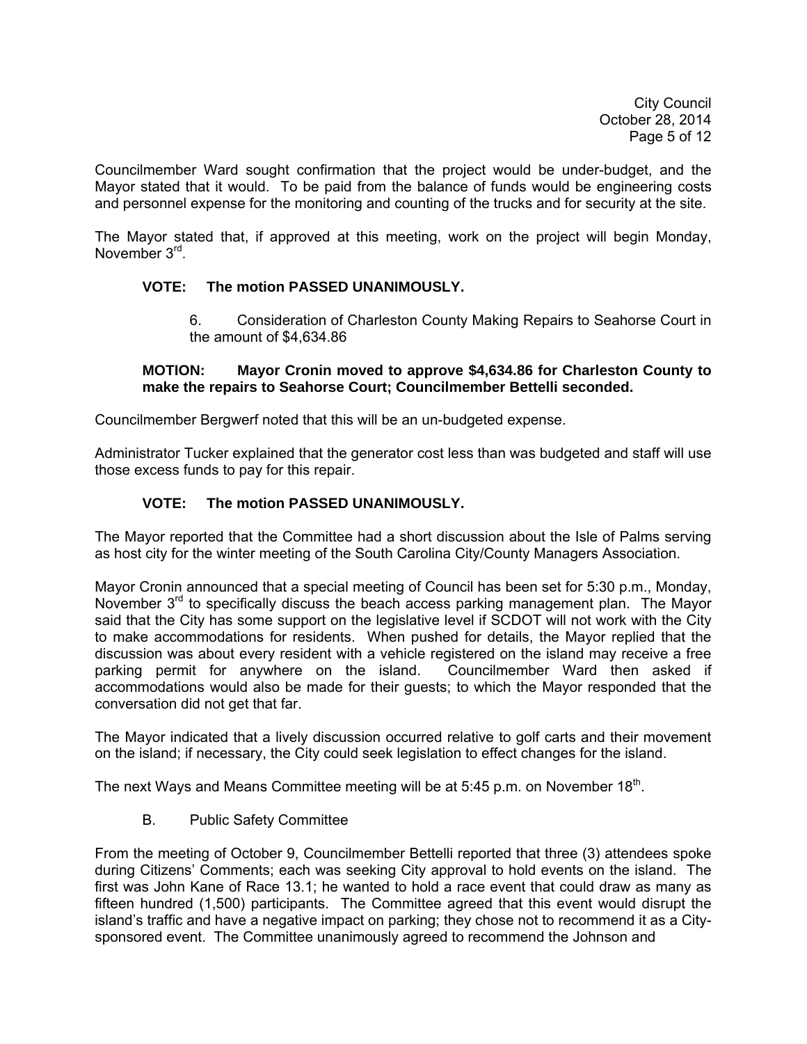Councilmember Ward sought confirmation that the project would be under-budget, and the Mayor stated that it would. To be paid from the balance of funds would be engineering costs and personnel expense for the monitoring and counting of the trucks and for security at the site.

The Mayor stated that, if approved at this meeting, work on the project will begin Monday, November 3rd.

**VOTE: The motion PASSED UNANIMOUSLY.**

6. Consideration of Charleston County Making Repairs to Seahorse Court in the amount of $4,634.86

**MOTION: Mayor Cronin moved to approve $4,634.86 for Charleston County to make the repairs to Seahorse Court; Councilmember Bettelli seconded.**

Councilmember Bergwerf noted that this will be an un-budgeted expense.

Administrator Tucker explained that the generator cost less than was budgeted and staff will use those excess funds to pay for this repair.

**VOTE: The motion PASSED UNANIMOUSLY.**

The Mayor reported that the Committee had a short discussion about the Isle of Palms serving as host city for the winter meeting of the South Carolina City/County Managers Association.

Mayor Cronin announced that a special meeting of Council has been set for 5:30 p.m., Monday, November 3rd to specifically discuss the beach access parking management plan. The Mayor said that the City has some support on the legislative level if SCDOT will not work with the City to make accommodations for residents. When pushed for details, the Mayor replied that the discussion was about every resident with a vehicle registered on the island may receive a free parking permit for anywhere on the island. Councilmember Ward then asked if accommodations would also be made for their guests; to which the Mayor responded that the conversation did not get that far.

The Mayor indicated that a lively discussion occurred relative to golf carts and their movement on the island; if necessary, the City could seek legislation to effect changes for the island.

The next Ways and Means Committee meeting will be at 5:45 p.m. on November 18th.

B. Public Safety Committee

From the meeting of October 9, Councilmember Bettelli reported that three (3) attendees spoke during Citizens' Comments; each was seeking City approval to hold events on the island. The first was John Kane of Race 13.1; he wanted to hold a race event that could draw as many as fifteen hundred (1,500) participants. The Committee agreed that this event would disrupt the island's traffic and have a negative impact on parking; they chose not to recommend it as a City-sponsored event. The Committee unanimously agreed to recommend the Johnson and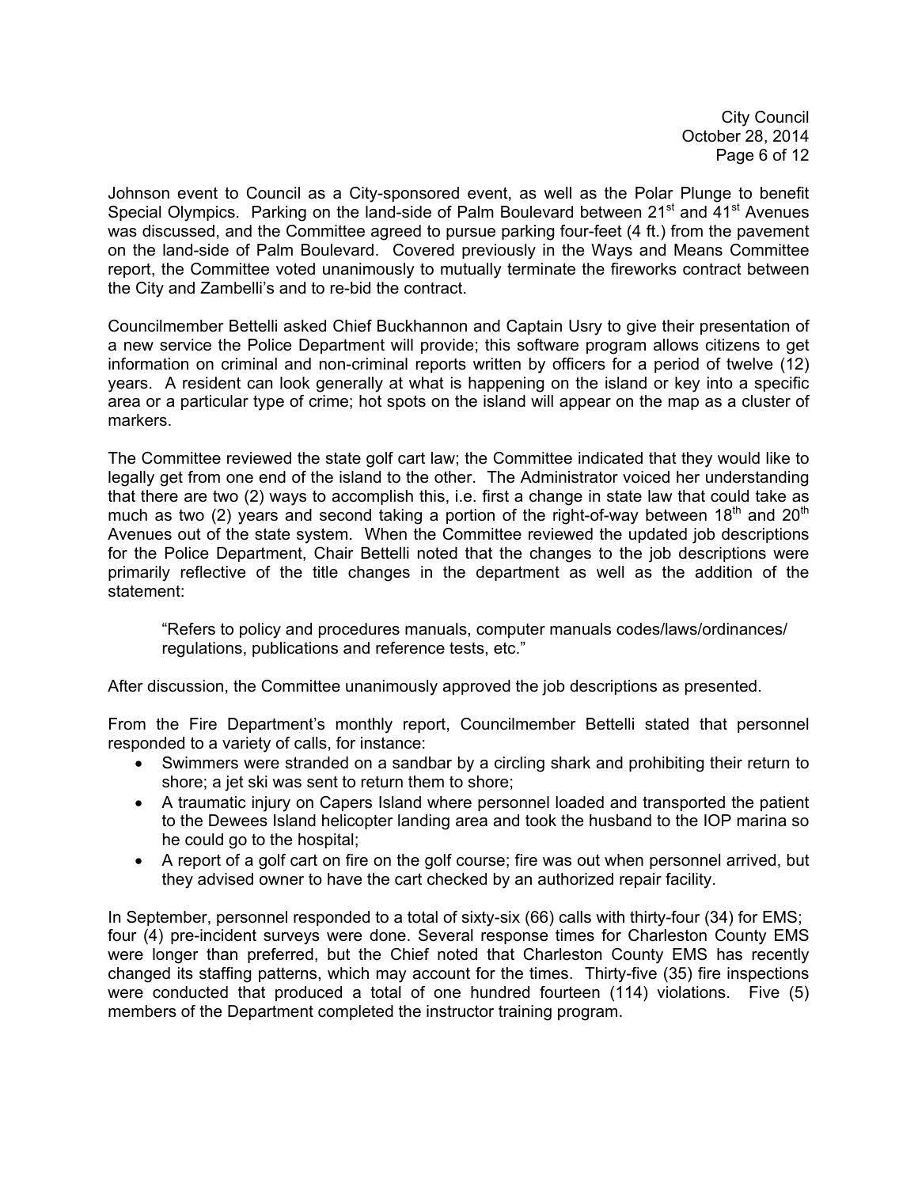Johnson event to Council as a City-sponsored event, as well as the Polar Plunge to benefit Special Olympics. Parking on the land-side of Palm Boulevard between 21st and 41st Avenues was discussed, and the Committee agreed to pursue parking four-feet (4 ft.) from the pavement on the land-side of Palm Boulevard. Covered previously in the Ways and Means Committee report, the Committee voted unanimously to mutually terminate the fireworks contract between the City and Zambelli's and to re-bid the contract.

Councilmember Bettelli asked Chief Buckhannon and Captain Usry to give their presentation of a new service the Police Department will provide; this software program allows citizens to get information on criminal and non-criminal reports written by officers for a period of twelve (12) years. A resident can look generally at what is happening on the island or key into a specific area or a particular type of crime; hot spots on the island will appear on the map as a cluster of markers.

The Committee reviewed the state golf cart law; the Committee indicated that they would like to legally get from one end of the island to the other. The Administrator voiced her understanding that there are two (2) ways to accomplish this, i.e. first a change in state law that could take as much as two (2) years and second taking a portion of the right-of-way between 18th and 20th Avenues out of the state system. When the Committee reviewed the updated job descriptions for the Police Department, Chair Bettelli noted that the changes to the job descriptions were primarily reflective of the title changes in the department as well as the addition of the statement:

> "Refers to policy and procedures manuals, computer manuals codes/laws/ordinances/ regulations, publications and reference tests, etc."

After discussion, the Committee unanimously approved the job descriptions as presented.

From the Fire Department's monthly report, Councilmember Bettelli stated that personnel responded to a variety of calls, for instance:

- Swimmers were stranded on a sandbar by a circling shark and prohibiting their return to shore; a jet ski was sent to return them to shore;
- A traumatic injury on Capers Island where personnel loaded and transported the patient to the Dewees Island helicopter landing area and took the husband to the IOP marina so he could go to the hospital;
- A report of a golf cart on fire on the golf course; fire was out when personnel arrived, but they advised owner to have the cart checked by an authorized repair facility.

In September, personnel responded to a total of sixty-six (66) calls with thirty-four (34) for EMS; four (4) pre-incident surveys were done. Several response times for Charleston County EMS were longer than preferred, but the Chief noted that Charleston County EMS has recently changed its staffing patterns, which may account for the times. Thirty-five (35) fire inspections were conducted that produced a total of one hundred fourteen (114) violations. Five (5) members of the Department completed the instructor training program.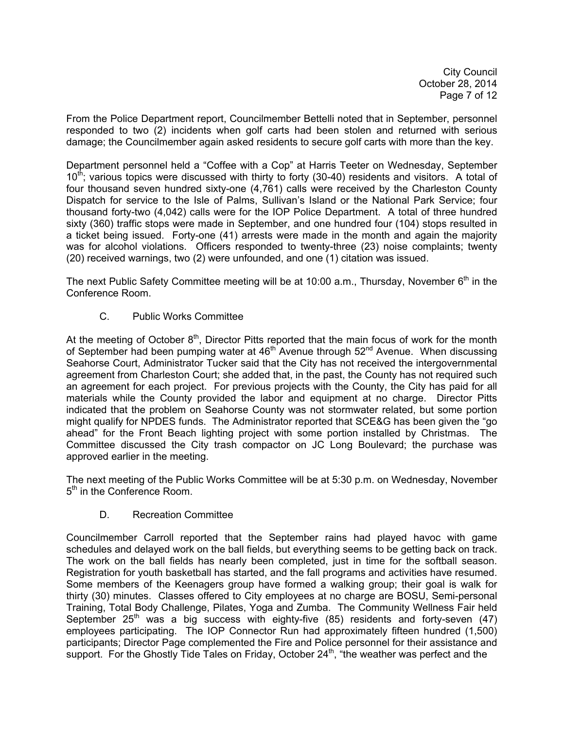From the Police Department report, Councilmember Bettelli noted that in September, personnel responded to two (2) incidents when golf carts had been stolen and returned with serious damage; the Councilmember again asked residents to secure golf carts with more than the key.

Department personnel held a "Coffee with a Cop" at Harris Teeter on Wednesday, September 10th; various topics were discussed with thirty to forty (30-40) residents and visitors. A total of four thousand seven hundred sixty-one (4,761) calls were received by the Charleston County Dispatch for service to the Isle of Palms, Sullivan's Island or the National Park Service; four thousand forty-two (4,042) calls were for the IOP Police Department. A total of three hundred sixty (360) traffic stops were made in September, and one hundred four (104) stops resulted in a ticket being issued. Forty-one (41) arrests were made in the month and again the majority was for alcohol violations. Officers responded to twenty-three (23) noise complaints; twenty (20) received warnings, two (2) were unfounded, and one (1) citation was issued.

The next Public Safety Committee meeting will be at 10:00 a.m., Thursday, November 6th in the Conference Room.

C. Public Works Committee

At the meeting of October 8th, Director Pitts reported that the main focus of work for the month of September had been pumping water at 46th Avenue through 52nd Avenue. When discussing Seahorse Court, Administrator Tucker said that the City has not received the intergovernmental agreement from Charleston Court; she added that, in the past, the County has not required such an agreement for each project. For previous projects with the County, the City has paid for all materials while the County provided the labor and equipment at no charge. Director Pitts indicated that the problem on Seahorse County was not stormwater related, but some portion might qualify for NPDES funds. The Administrator reported that SCE&G has been given the "go ahead" for the Front Beach lighting project with some portion installed by Christmas. The Committee discussed the City trash compactor on JC Long Boulevard; the purchase was approved earlier in the meeting.

The next meeting of the Public Works Committee will be at 5:30 p.m. on Wednesday, November 5th in the Conference Room.

D. Recreation Committee

Councilmember Carroll reported that the September rains had played havoc with game schedules and delayed work on the ball fields, but everything seems to be getting back on track. The work on the ball fields has nearly been completed, just in time for the softball season. Registration for youth basketball has started, and the fall programs and activities have resumed. Some members of the Keenagers group have formed a walking group; their goal is walk for thirty (30) minutes. Classes offered to City employees at no charge are BOSU, Semi-personal Training, Total Body Challenge, Pilates, Yoga and Zumba. The Community Wellness Fair held September 25th was a big success with eighty-five (85) residents and forty-seven (47) employees participating. The IOP Connector Run had approximately fifteen hundred (1,500) participants; Director Page complemented the Fire and Police personnel for their assistance and support. For the Ghostly Tide Tales on Friday, October 24th, "the weather was perfect and the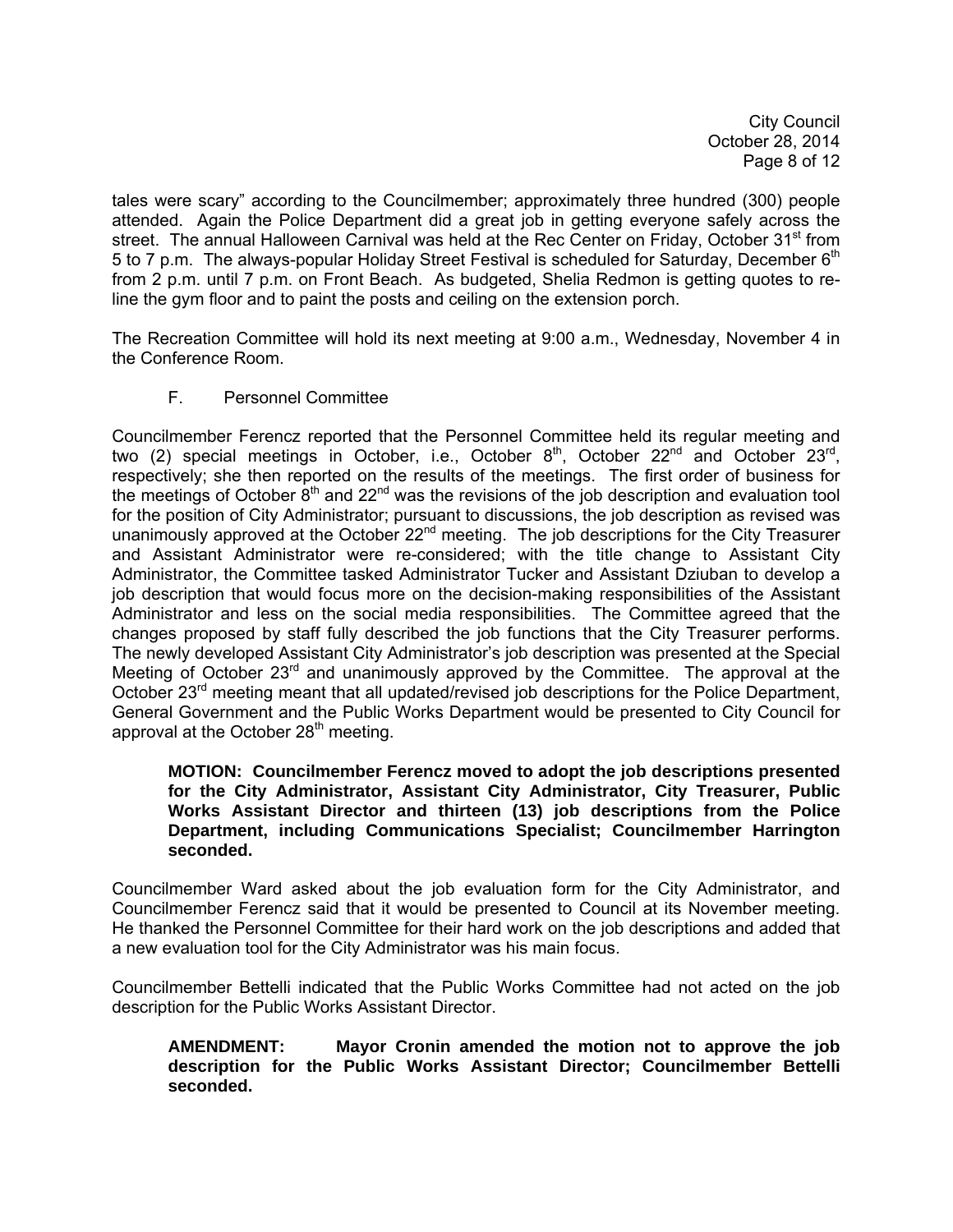tales were scary" according to the Councilmember; approximately three hundred (300) people attended. Again the Police Department did a great job in getting everyone safely across the street. The annual Halloween Carnival was held at the Rec Center on Friday, October 31st from 5 to 7 p.m. The always-popular Holiday Street Festival is scheduled for Saturday, December 6th from 2 p.m. until 7 p.m. on Front Beach. As budgeted, Shelia Redmon is getting quotes to re-line the gym floor and to paint the posts and ceiling on the extension porch.

The Recreation Committee will hold its next meeting at 9:00 a.m., Wednesday, November 4 in the Conference Room.

F. Personnel Committee

Councilmember Ferencz reported that the Personnel Committee held its regular meeting and two (2) special meetings in October, i.e., October 8th, October 22nd and October 23rd, respectively; she then reported on the results of the meetings. The first order of business for the meetings of October 8th and 22nd was the revisions of the job description and evaluation tool for the position of City Administrator; pursuant to discussions, the job description as revised was unanimously approved at the October 22nd meeting. The job descriptions for the City Treasurer and Assistant Administrator were re-considered; with the title change to Assistant City Administrator, the Committee tasked Administrator Tucker and Assistant Dziuban to develop a job description that would focus more on the decision-making responsibilities of the Assistant Administrator and less on the social media responsibilities. The Committee agreed that the changes proposed by staff fully described the job functions that the City Treasurer performs. The newly developed Assistant City Administrator's job description was presented at the Special Meeting of October 23rd and unanimously approved by the Committee. The approval at the October 23rd meeting meant that all updated/revised job descriptions for the Police Department, General Government and the Public Works Department would be presented to City Council for approval at the October 28th meeting.

**MOTION: Councilmember Ferencz moved to adopt the job descriptions presented for the City Administrator, Assistant City Administrator, City Treasurer, Public Works Assistant Director and thirteen (13) job descriptions from the Police Department, including Communications Specialist; Councilmember Harrington seconded.**

Councilmember Ward asked about the job evaluation form for the City Administrator, and Councilmember Ferencz said that it would be presented to Council at its November meeting. He thanked the Personnel Committee for their hard work on the job descriptions and added that a new evaluation tool for the City Administrator was his main focus.

Councilmember Bettelli indicated that the Public Works Committee had not acted on the job description for the Public Works Assistant Director.

**AMENDMENT: Mayor Cronin amended the motion not to approve the job description for the Public Works Assistant Director; Councilmember Bettelli seconded.**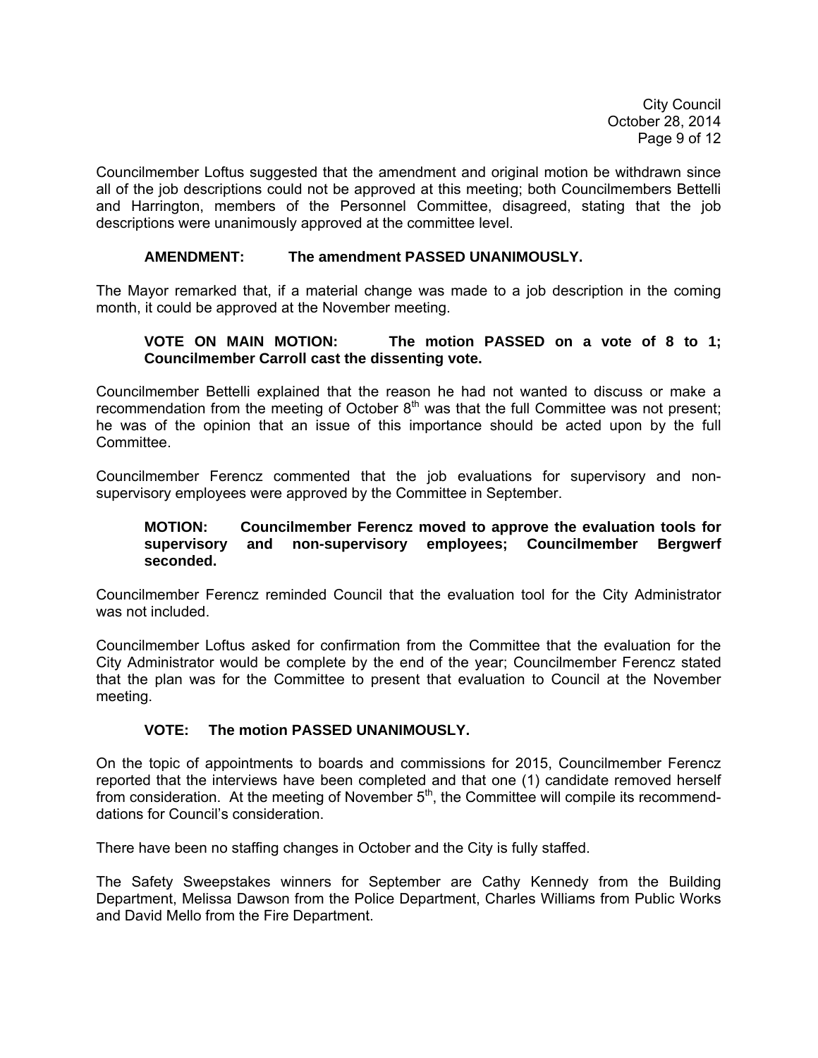Councilmember Loftus suggested that the amendment and original motion be withdrawn since all of the job descriptions could not be approved at this meeting; both Councilmembers Bettelli and Harrington, members of the Personnel Committee, disagreed, stating that the job descriptions were unanimously approved at the committee level.

**AMENDMENT: The amendment PASSED UNANIMOUSLY.**

The Mayor remarked that, if a material change was made to a job description in the coming month, it could be approved at the November meeting.

**VOTE ON MAIN MOTION: The motion PASSED on a vote of 8 to 1; Councilmember Carroll cast the dissenting vote.**

Councilmember Bettelli explained that the reason he had not wanted to discuss or make a recommendation from the meeting of October 8th was that the full Committee was not present; he was of the opinion that an issue of this importance should be acted upon by the full Committee.

Councilmember Ferencz commented that the job evaluations for supervisory and non-supervisory employees were approved by the Committee in September.

**MOTION: Councilmember Ferencz moved to approve the evaluation tools for supervisory and non-supervisory employees; Councilmember Bergwerf seconded.**

Councilmember Ferencz reminded Council that the evaluation tool for the City Administrator was not included.

Councilmember Loftus asked for confirmation from the Committee that the evaluation for the City Administrator would be complete by the end of the year; Councilmember Ferencz stated that the plan was for the Committee to present that evaluation to Council at the November meeting.

**VOTE: The motion PASSED UNANIMOUSLY.**

On the topic of appointments to boards and commissions for 2015, Councilmember Ferencz reported that the interviews have been completed and that one (1) candidate removed herself from consideration. At the meeting of November 5th, the Committee will compile its recommenddations for Council's consideration.

There have been no staffing changes in October and the City is fully staffed.

The Safety Sweepstakes winners for September are Cathy Kennedy from the Building Department, Melissa Dawson from the Police Department, Charles Williams from Public Works and David Mello from the Fire Department.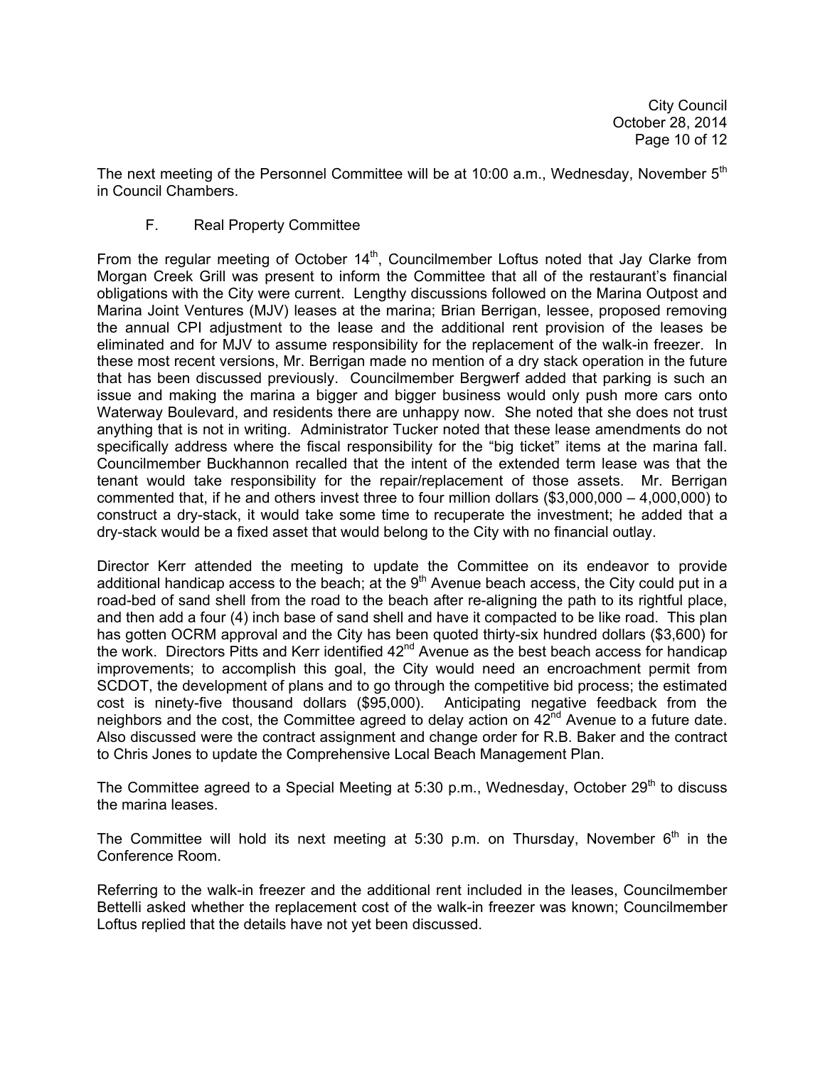The next meeting of the Personnel Committee will be at 10:00 a.m., Wednesday, November 5th in Council Chambers.

F. Real Property Committee

From the regular meeting of October 14th, Councilmember Loftus noted that Jay Clarke from Morgan Creek Grill was present to inform the Committee that all of the restaurant's financial obligations with the City were current. Lengthy discussions followed on the Marina Outpost and Marina Joint Ventures (MJV) leases at the marina; Brian Berrigan, lessee, proposed removing the annual CPI adjustment to the lease and the additional rent provision of the leases be eliminated and for MJV to assume responsibility for the replacement of the walk-in freezer. In these most recent versions, Mr. Berrigan made no mention of a dry stack operation in the future that has been discussed previously. Councilmember Bergwerf added that parking is such an issue and making the marina a bigger and bigger business would only push more cars onto Waterway Boulevard, and residents there are unhappy now. She noted that she does not trust anything that is not in writing. Administrator Tucker noted that these lease amendments do not specifically address where the fiscal responsibility for the "big ticket" items at the marina fall. Councilmember Buckhannon recalled that the intent of the extended term lease was that the tenant would take responsibility for the repair/replacement of those assets. Mr. Berrigan commented that, if he and others invest three to four million dollars ($3,000,000 – 4,000,000) to construct a dry-stack, it would take some time to recuperate the investment; he added that a dry-stack would be a fixed asset that would belong to the City with no financial outlay.

Director Kerr attended the meeting to update the Committee on its endeavor to provide additional handicap access to the beach; at the 9th Avenue beach access, the City could put in a road-bed of sand shell from the road to the beach after re-aligning the path to its rightful place, and then add a four (4) inch base of sand shell and have it compacted to be like road. This plan has gotten OCRM approval and the City has been quoted thirty-six hundred dollars ($3,600) for the work. Directors Pitts and Kerr identified 42nd Avenue as the best beach access for handicap improvements; to accomplish this goal, the City would need an encroachment permit from SCDOT, the development of plans and to go through the competitive bid process; the estimated cost is ninety-five thousand dollars ($95,000). Anticipating negative feedback from the neighbors and the cost, the Committee agreed to delay action on 42nd Avenue to a future date. Also discussed were the contract assignment and change order for R.B. Baker and the contract to Chris Jones to update the Comprehensive Local Beach Management Plan.

The Committee agreed to a Special Meeting at 5:30 p.m., Wednesday, October 29th to discuss the marina leases.

The Committee will hold its next meeting at 5:30 p.m. on Thursday, November 6th in the Conference Room.

Referring to the walk-in freezer and the additional rent included in the leases, Councilmember Bettelli asked whether the replacement cost of the walk-in freezer was known; Councilmember Loftus replied that the details have not yet been discussed.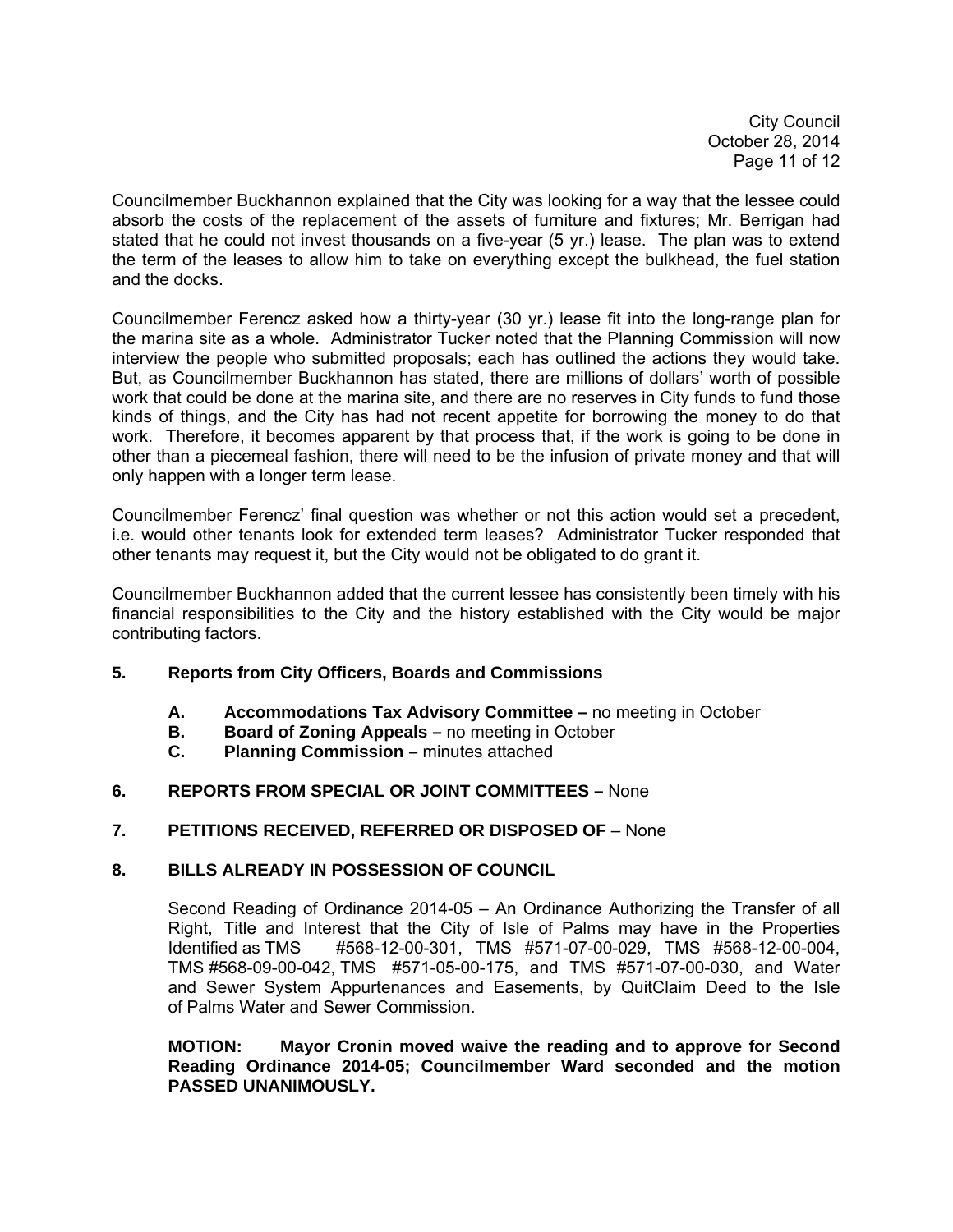Councilmember Buckhannon explained that the City was looking for a way that the lessee could absorb the costs of the replacement of the assets of furniture and fixtures; Mr. Berrigan had stated that he could not invest thousands on a five-year (5 yr.) lease. The plan was to extend the term of the leases to allow him to take on everything except the bulkhead, the fuel station and the docks.

Councilmember Ferencz asked how a thirty-year (30 yr.) lease fit into the long-range plan for the marina site as a whole. Administrator Tucker noted that the Planning Commission will now interview the people who submitted proposals; each has outlined the actions they would take. But, as Councilmember Buckhannon has stated, there are millions of dollars' worth of possible work that could be done at the marina site, and there are no reserves in City funds to fund those kinds of things, and the City has had not recent appetite for borrowing the money to do that work. Therefore, it becomes apparent by that process that, if the work is going to be done in other than a piecemeal fashion, there will need to be the infusion of private money and that will only happen with a longer term lease.

Councilmember Ferencz' final question was whether or not this action would set a precedent, i.e. would other tenants look for extended term leases? Administrator Tucker responded that other tenants may request it, but the City would not be obligated to do grant it.

Councilmember Buckhannon added that the current lessee has consistently been timely with his financial responsibilities to the City and the history established with the City would be major contributing factors.

**5. Reports from City Officers, Boards and Commissions**

- **A. Accommodations Tax Advisory Committee –** no meeting in October
- **B. Board of Zoning Appeals –** no meeting in October
- **C. Planning Commission –** minutes attached

**6. REPORTS FROM SPECIAL OR JOINT COMMITTEES –** None

**7. PETITIONS RECEIVED, REFERRED OR DISPOSED OF** – None

**8. BILLS ALREADY IN POSSESSION OF COUNCIL**

Second Reading of Ordinance 2014-05 – An Ordinance Authorizing the Transfer of all Right, Title and Interest that the City of Isle of Palms may have in the Properties Identified as TMS #568-12-00-301, TMS #571-07-00-029, TMS #568-12-00-004, TMS #568-09-00-042, TMS #571-05-00-175, and TMS #571-07-00-030, and Water and Sewer System Appurtenances and Easements, by QuitClaim Deed to the Isle of Palms Water and Sewer Commission.

**MOTION: Mayor Cronin moved waive the reading and to approve for Second Reading Ordinance 2014-05; Councilmember Ward seconded and the motion PASSED UNANIMOUSLY.**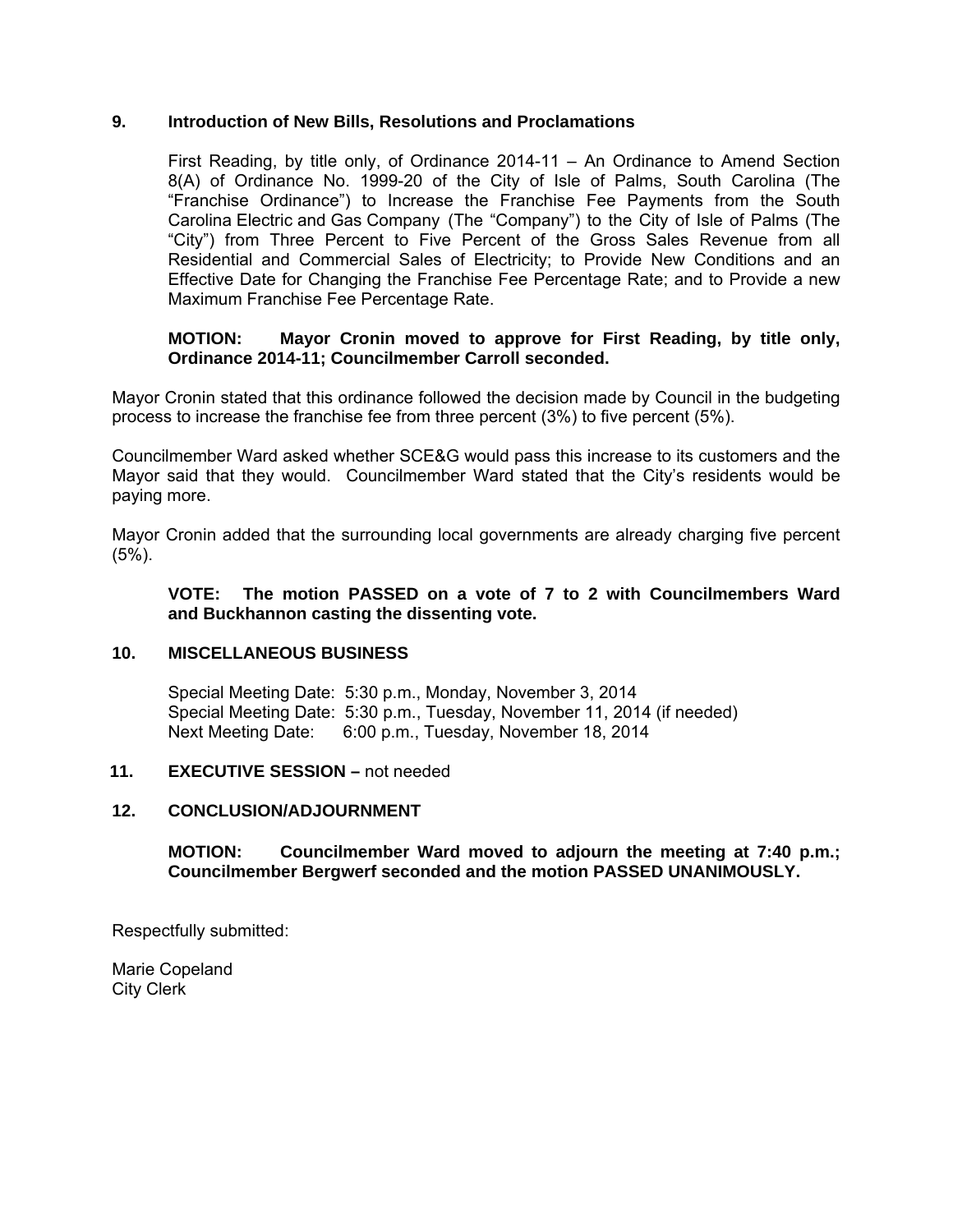**9. Introduction of New Bills, Resolutions and Proclamations**

First Reading, by title only, of Ordinance 2014-11 – An Ordinance to Amend Section 8(A) of Ordinance No. 1999-20 of the City of Isle of Palms, South Carolina (The "Franchise Ordinance") to Increase the Franchise Fee Payments from the South Carolina Electric and Gas Company (The "Company") to the City of Isle of Palms (The "City") from Three Percent to Five Percent of the Gross Sales Revenue from all Residential and Commercial Sales of Electricity; to Provide New Conditions and an Effective Date for Changing the Franchise Fee Percentage Rate; and to Provide a new Maximum Franchise Fee Percentage Rate.

**MOTION: Mayor Cronin moved to approve for First Reading, by title only, Ordinance 2014-11; Councilmember Carroll seconded.**

Mayor Cronin stated that this ordinance followed the decision made by Council in the budgeting process to increase the franchise fee from three percent (3%) to five percent (5%).

Councilmember Ward asked whether SCE&G would pass this increase to its customers and the Mayor said that they would. Councilmember Ward stated that the City's residents would be paying more.

Mayor Cronin added that the surrounding local governments are already charging five percent (5%).

**VOTE: The motion PASSED on a vote of 7 to 2 with Councilmembers Ward and Buckhannon casting the dissenting vote.**

**10. MISCELLANEOUS BUSINESS**

Special Meeting Date: 5:30 p.m., Monday, November 3, 2014
Special Meeting Date: 5:30 p.m., Tuesday, November 11, 2014 (if needed)
Next Meeting Date: 6:00 p.m., Tuesday, November 18, 2014

**11. EXECUTIVE SESSION –** not needed

**12. CONCLUSION/ADJOURNMENT**

**MOTION: Councilmember Ward moved to adjourn the meeting at 7:40 p.m.; Councilmember Bergwerf seconded and the motion PASSED UNANIMOUSLY.**

Respectfully submitted:

Marie Copeland
City Clerk